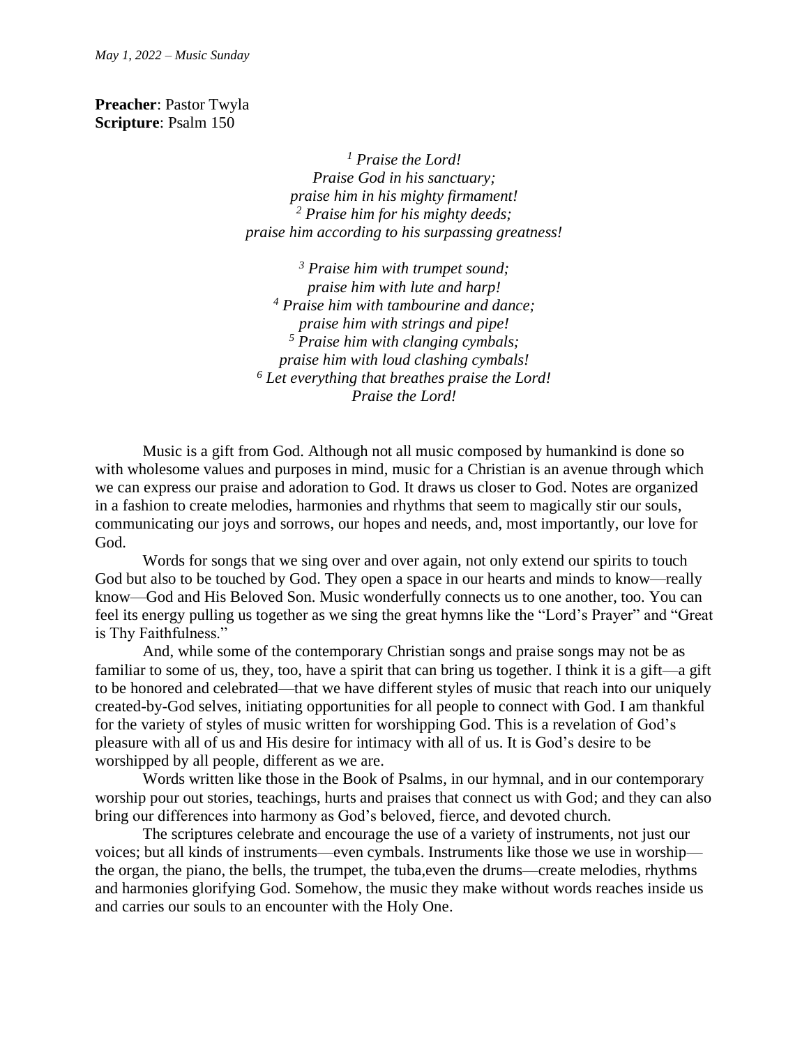*May 1, 2022 – Music Sunday*

**Preacher**: Pastor Twyla
**Scripture**: Psalm 150

*[1] Praise the Lord!*
*Praise God in his sanctuary;*
*praise him in his mighty firmament!*
*[2] Praise him for his mighty deeds;*
*praise him according to his surpassing greatness!*

*[3] Praise him with trumpet sound;*
*praise him with lute and harp!*
*[4] Praise him with tambourine and dance;*
*praise him with strings and pipe!*
*[5] Praise him with clanging cymbals;*
*praise him with loud clashing cymbals!*
*[6] Let everything that breathes praise the Lord!*
*Praise the Lord!*

Music is a gift from God. Although not all music composed by humankind is done so with wholesome values and purposes in mind, music for a Christian is an avenue through which we can express our praise and adoration to God. It draws us closer to God. Notes are organized in a fashion to create melodies, harmonies and rhythms that seem to magically stir our souls, communicating our joys and sorrows, our hopes and needs, and, most importantly, our love for God.

Words for songs that we sing over and over again, not only extend our spirits to touch God but also to be touched by God. They open a space in our hearts and minds to know—really know—God and His Beloved Son. Music wonderfully connects us to one another, too. You can feel its energy pulling us together as we sing the great hymns like the "Lord's Prayer" and "Great is Thy Faithfulness."

And, while some of the contemporary Christian songs and praise songs may not be as familiar to some of us, they, too, have a spirit that can bring us together. I think it is a gift—a gift to be honored and celebrated—that we have different styles of music that reach into our uniquely created-by-God selves, initiating opportunities for all people to connect with God. I am thankful for the variety of styles of music written for worshipping God. This is a revelation of God's pleasure with all of us and His desire for intimacy with all of us. It is God's desire to be worshipped by all people, different as we are.

Words written like those in the Book of Psalms, in our hymnal, and in our contemporary worship pour out stories, teachings, hurts and praises that connect us with God; and they can also bring our differences into harmony as God's beloved, fierce, and devoted church.

The scriptures celebrate and encourage the use of a variety of instruments, not just our voices; but all kinds of instruments—even cymbals. Instruments like those we use in worship—the organ, the piano, the bells, the trumpet, the tuba,even the drums—create melodies, rhythms and harmonies glorifying God. Somehow, the music they make without words reaches inside us and carries our souls to an encounter with the Holy One.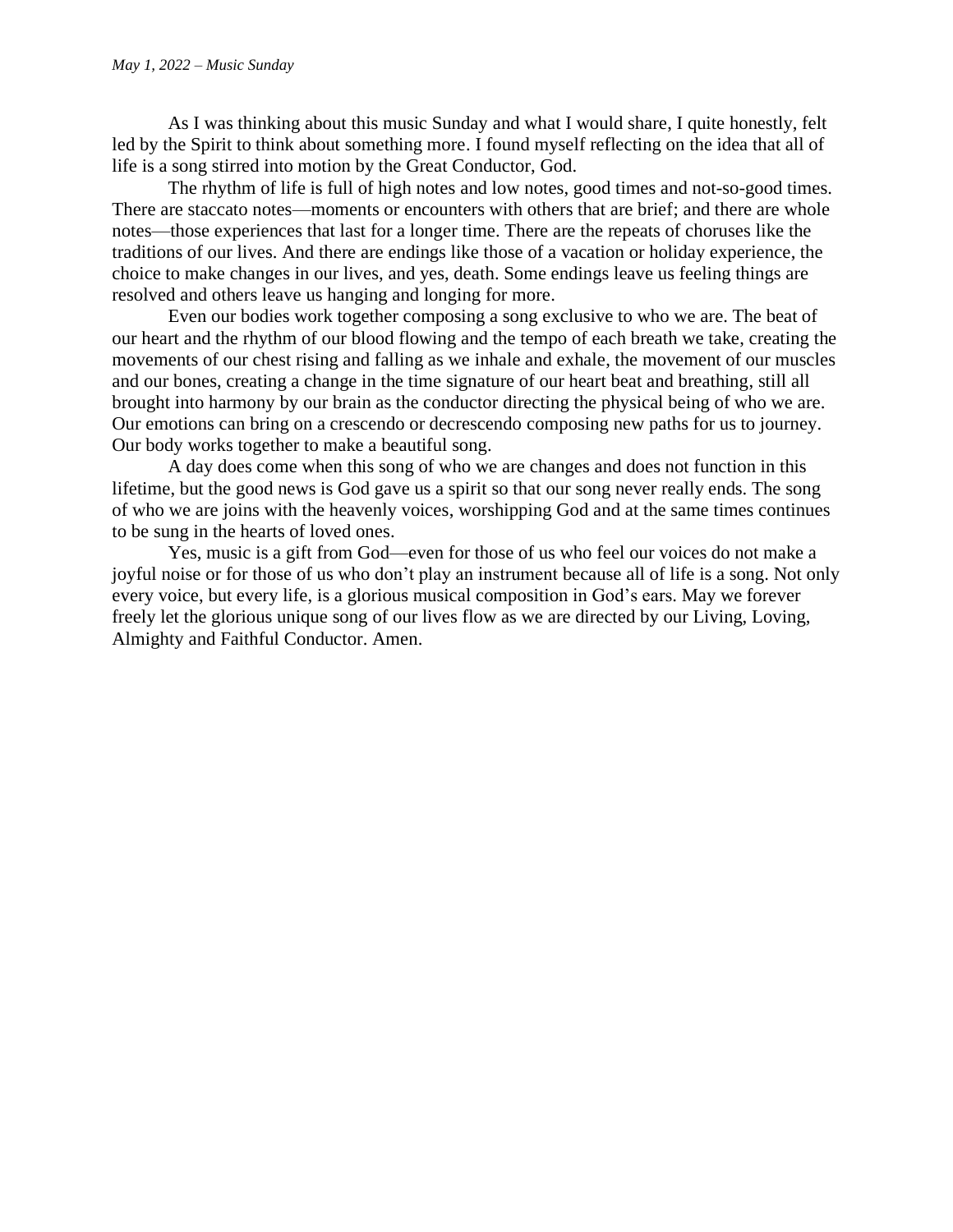*May 1, 2022 – Music Sunday*

As I was thinking about this music Sunday and what I would share, I quite honestly, felt led by the Spirit to think about something more. I found myself reflecting on the idea that all of life is a song stirred into motion by the Great Conductor, God.

The rhythm of life is full of high notes and low notes, good times and not-so-good times. There are staccato notes—moments or encounters with others that are brief; and there are whole notes—those experiences that last for a longer time. There are the repeats of choruses like the traditions of our lives. And there are endings like those of a vacation or holiday experience, the choice to make changes in our lives, and yes, death. Some endings leave us feeling things are resolved and others leave us hanging and longing for more.

Even our bodies work together composing a song exclusive to who we are. The beat of our heart and the rhythm of our blood flowing and the tempo of each breath we take, creating the movements of our chest rising and falling as we inhale and exhale, the movement of our muscles and our bones, creating a change in the time signature of our heart beat and breathing, still all brought into harmony by our brain as the conductor directing the physical being of who we are. Our emotions can bring on a crescendo or decrescendo composing new paths for us to journey. Our body works together to make a beautiful song.

A day does come when this song of who we are changes and does not function in this lifetime, but the good news is God gave us a spirit so that our song never really ends. The song of who we are joins with the heavenly voices, worshipping God and at the same times continues to be sung in the hearts of loved ones.

Yes, music is a gift from God—even for those of us who feel our voices do not make a joyful noise or for those of us who don't play an instrument because all of life is a song. Not only every voice, but every life, is a glorious musical composition in God's ears. May we forever freely let the glorious unique song of our lives flow as we are directed by our Living, Loving, Almighty and Faithful Conductor. Amen.